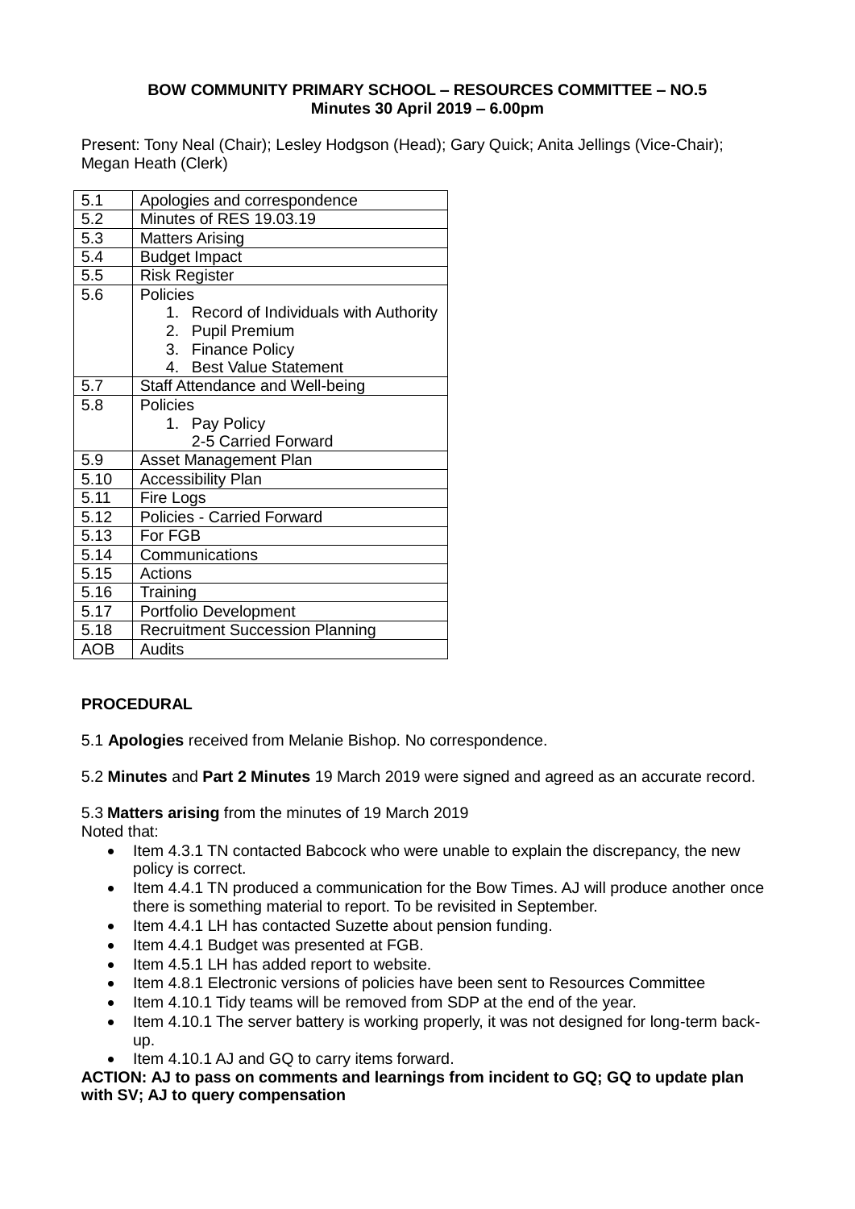**BOW COMMUNITY PRIMARY SCHOOL – RESOURCES COMMITTEE – NO.5**
**Minutes 30 April 2019 – 6.00pm**

Present: Tony Neal (Chair); Lesley Hodgson (Head); Gary Quick; Anita Jellings (Vice-Chair); Megan Heath (Clerk)

| | |
|---|---|
| 5.1 | Apologies and correspondence |
| 5.2 | Minutes of RES 19.03.19 |
| 5.3 | Matters Arising |
| 5.4 | Budget Impact |
| 5.5 | Risk Register |
| 5.6 | Policies<br>1. Record of Individuals with Authority<br>2. Pupil Premium<br>3. Finance Policy<br>4. Best Value Statement |
| 5.7 | Staff Attendance and Well-being |
| 5.8 | Policies<br>1. Pay Policy<br>2-5 Carried Forward |
| 5.9 | Asset Management Plan |
| 5.10 | Accessibility Plan |
| 5.11 | Fire Logs |
| 5.12 | Policies - Carried Forward |
| 5.13 | For FGB |
| 5.14 | Communications |
| 5.15 | Actions |
| 5.16 | Training |
| 5.17 | Portfolio Development |
| 5.18 | Recruitment Succession Planning |
| AOB | Audits |

**PROCEDURAL**

5.1 **Apologies** received from Melanie Bishop. No correspondence.

5.2 **Minutes** and **Part 2 Minutes** 19 March 2019 were signed and agreed as an accurate record.

5.3 **Matters arising** from the minutes of 19 March 2019

Noted that:

- Item 4.3.1 TN contacted Babcock who were unable to explain the discrepancy, the new policy is correct.
- Item 4.4.1 TN produced a communication for the Bow Times. AJ will produce another once there is something material to report. To be revisited in September.
- Item 4.4.1 LH has contacted Suzette about pension funding.
- Item 4.4.1 Budget was presented at FGB.
- Item 4.5.1 LH has added report to website.
- Item 4.8.1 Electronic versions of policies have been sent to Resources Committee
- Item 4.10.1 Tidy teams will be removed from SDP at the end of the year.
- Item 4.10.1 The server battery is working properly, it was not designed for long-term back-up.
- Item 4.10.1 AJ and GQ to carry items forward.

**ACTION: AJ to pass on comments and learnings from incident to GQ; GQ to update plan with SV; AJ to query compensation**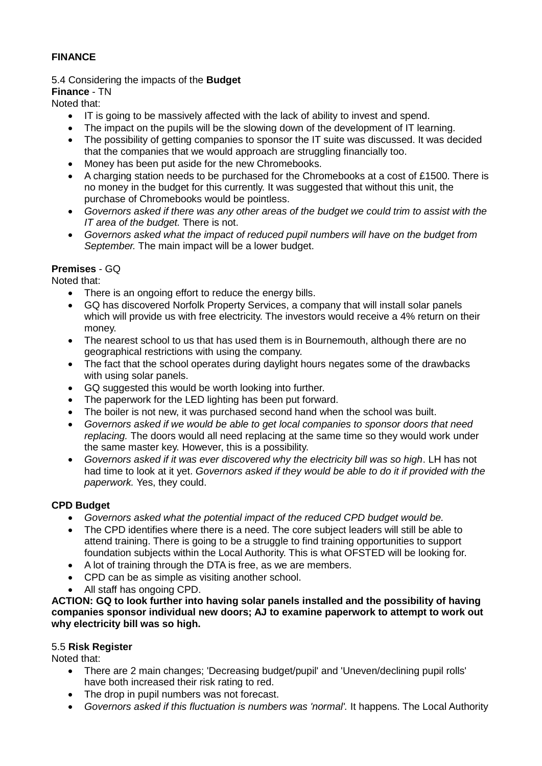**FINANCE**

5.4 Considering the impacts of the **Budget**

**Finance** - TN

Noted that:

- IT is going to be massively affected with the lack of ability to invest and spend.
- The impact on the pupils will be the slowing down of the development of IT learning.
- The possibility of getting companies to sponsor the IT suite was discussed. It was decided that the companies that we would approach are struggling financially too.
- Money has been put aside for the new Chromebooks.
- A charging station needs to be purchased for the Chromebooks at a cost of £1500. There is no money in the budget for this currently. It was suggested that without this unit, the purchase of Chromebooks would be pointless.
- *Governors asked if there was any other areas of the budget we could trim to assist with the IT area of the budget.* There is not.
- *Governors asked what the impact of reduced pupil numbers will have on the budget from September.* The main impact will be a lower budget.

**Premises** - GQ

Noted that:

- There is an ongoing effort to reduce the energy bills.
- GQ has discovered Norfolk Property Services, a company that will install solar panels which will provide us with free electricity. The investors would receive a 4% return on their money.
- The nearest school to us that has used them is in Bournemouth, although there are no geographical restrictions with using the company.
- The fact that the school operates during daylight hours negates some of the drawbacks with using solar panels.
- GQ suggested this would be worth looking into further.
- The paperwork for the LED lighting has been put forward.
- The boiler is not new, it was purchased second hand when the school was built.
- *Governors asked if we would be able to get local companies to sponsor doors that need replacing.* The doors would all need replacing at the same time so they would work under the same master key. However, this is a possibility.
- *Governors asked if it was ever discovered why the electricity bill was so high*. LH has not had time to look at it yet. *Governors asked if they would be able to do it if provided with the paperwork.* Yes, they could.

**CPD Budget**

- *Governors asked what the potential impact of the reduced CPD budget would be.*
- The CPD identifies where there is a need. The core subject leaders will still be able to attend training. There is going to be a struggle to find training opportunities to support foundation subjects within the Local Authority. This is what OFSTED will be looking for.
- A lot of training through the DTA is free, as we are members.
- CPD can be as simple as visiting another school.
- All staff has ongoing CPD.

**ACTION: GQ to look further into having solar panels installed and the possibility of having companies sponsor individual new doors; AJ to examine paperwork to attempt to work out why electricity bill was so high.**

5.5 **Risk Register**

Noted that:

- There are 2 main changes; 'Decreasing budget/pupil' and 'Uneven/declining pupil rolls' have both increased their risk rating to red.
- The drop in pupil numbers was not forecast.
- *Governors asked if this fluctuation is numbers was 'normal'.* It happens. The Local Authority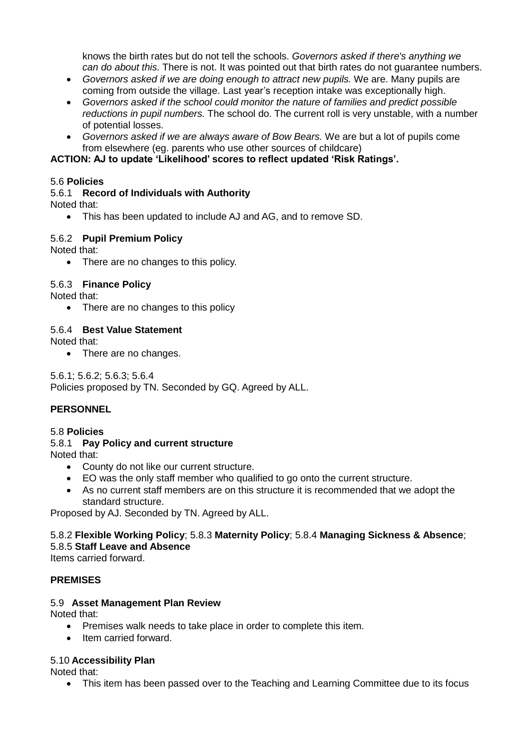knows the birth rates but do not tell the schools. *Governors asked if there's anything we can do about this.* There is not. It was pointed out that birth rates do not guarantee numbers.

- *Governors asked if we are doing enough to attract new pupils.* We are. Many pupils are coming from outside the village. Last year's reception intake was exceptionally high.
- *Governors asked if the school could monitor the nature of families and predict possible reductions in pupil numbers.* The school do. The current roll is very unstable, with a number of potential losses.
- *Governors asked if we are always aware of Bow Bears.* We are but a lot of pupils come from elsewhere (eg. parents who use other sources of childcare)

**ACTION: AJ to update 'Likelihood' scores to reflect updated 'Risk Ratings'.**

5.6 **Policies**

5.6.1 **Record of Individuals with Authority**

Noted that:

- This has been updated to include AJ and AG, and to remove SD.

5.6.2 **Pupil Premium Policy**

Noted that:

- There are no changes to this policy.

5.6.3 **Finance Policy**

Noted that:

- There are no changes to this policy

5.6.4 **Best Value Statement**

Noted that:

- There are no changes.

5.6.1; 5.6.2; 5.6.3; 5.6.4
Policies proposed by TN. Seconded by GQ. Agreed by ALL.

**PERSONNEL**

5.8 **Policies**

5.8.1 **Pay Policy and current structure**

Noted that:

- County do not like our current structure.
- EO was the only staff member who qualified to go onto the current structure.
- As no current staff members are on this structure it is recommended that we adopt the standard structure.

Proposed by AJ. Seconded by TN. Agreed by ALL.

5.8.2 **Flexible Working Policy**; 5.8.3 **Maternity Policy**; 5.8.4 **Managing Sickness & Absence**; 5.8.5 **Staff Leave and Absence**

Items carried forward.

**PREMISES**

5.9 **Asset Management Plan Review**

Noted that:

- Premises walk needs to take place in order to complete this item.
- Item carried forward.

5.10 **Accessibility Plan**

Noted that:

- This item has been passed over to the Teaching and Learning Committee due to its focus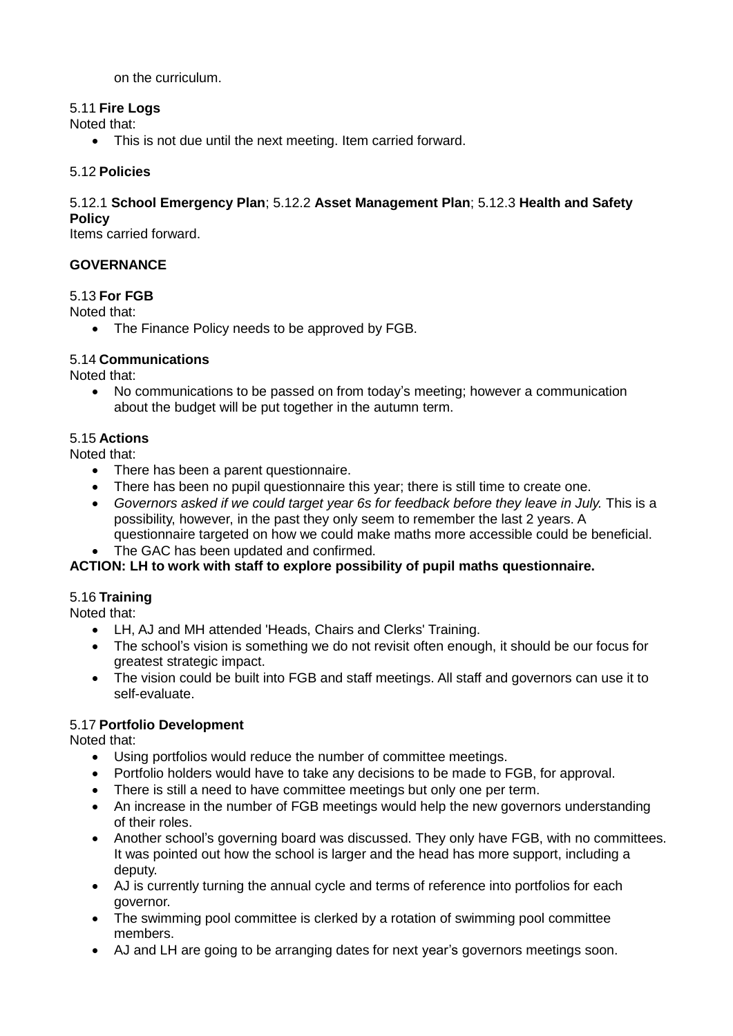on the curriculum.

5.11 **Fire Logs**

Noted that:

- This is not due until the next meeting. Item carried forward.

5.12 **Policies**

5.12.1 **School Emergency Plan**; 5.12.2 **Asset Management Plan**; 5.12.3 **Health and Safety Policy**

Items carried forward.

**GOVERNANCE**

5.13 **For FGB**

Noted that:

- The Finance Policy needs to be approved by FGB.

5.14 **Communications**

Noted that:

- No communications to be passed on from today's meeting; however a communication about the budget will be put together in the autumn term.

5.15 **Actions**

Noted that:

- There has been a parent questionnaire.
- There has been no pupil questionnaire this year; there is still time to create one.
- *Governors asked if we could target year 6s for feedback before they leave in July.* This is a possibility, however, in the past they only seem to remember the last 2 years. A questionnaire targeted on how we could make maths more accessible could be beneficial.
- The GAC has been updated and confirmed.

**ACTION: LH to work with staff to explore possibility of pupil maths questionnaire.**

5.16 **Training**

Noted that:

- LH, AJ and MH attended 'Heads, Chairs and Clerks' Training.
- The school's vision is something we do not revisit often enough, it should be our focus for greatest strategic impact.
- The vision could be built into FGB and staff meetings. All staff and governors can use it to self-evaluate.

5.17 **Portfolio Development**

Noted that:

- Using portfolios would reduce the number of committee meetings.
- Portfolio holders would have to take any decisions to be made to FGB, for approval.
- There is still a need to have committee meetings but only one per term.
- An increase in the number of FGB meetings would help the new governors understanding of their roles.
- Another school's governing board was discussed. They only have FGB, with no committees. It was pointed out how the school is larger and the head has more support, including a deputy.
- AJ is currently turning the annual cycle and terms of reference into portfolios for each governor.
- The swimming pool committee is clerked by a rotation of swimming pool committee members.
- AJ and LH are going to be arranging dates for next year's governors meetings soon.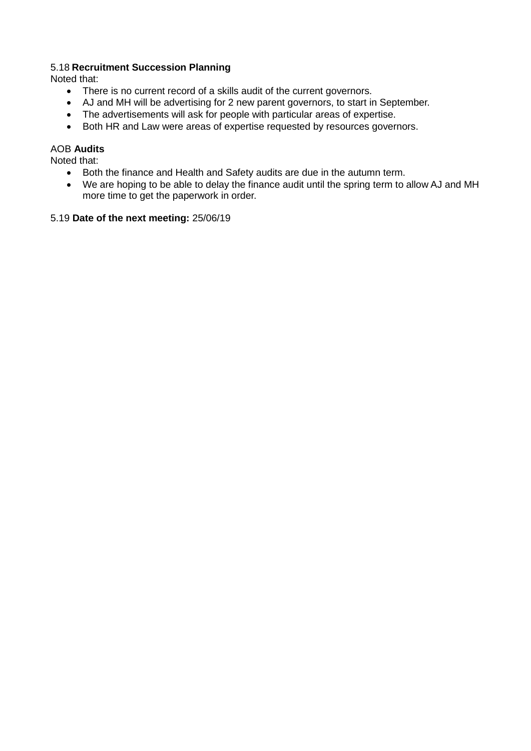5.18 **Recruitment Succession Planning**

Noted that:

- There is no current record of a skills audit of the current governors.
- AJ and MH will be advertising for 2 new parent governors, to start in September.
- The advertisements will ask for people with particular areas of expertise.
- Both HR and Law were areas of expertise requested by resources governors.

AOB **Audits**

Noted that:

- Both the finance and Health and Safety audits are due in the autumn term.
- We are hoping to be able to delay the finance audit until the spring term to allow AJ and MH more time to get the paperwork in order.

5.19 **Date of the next meeting:** 25/06/19